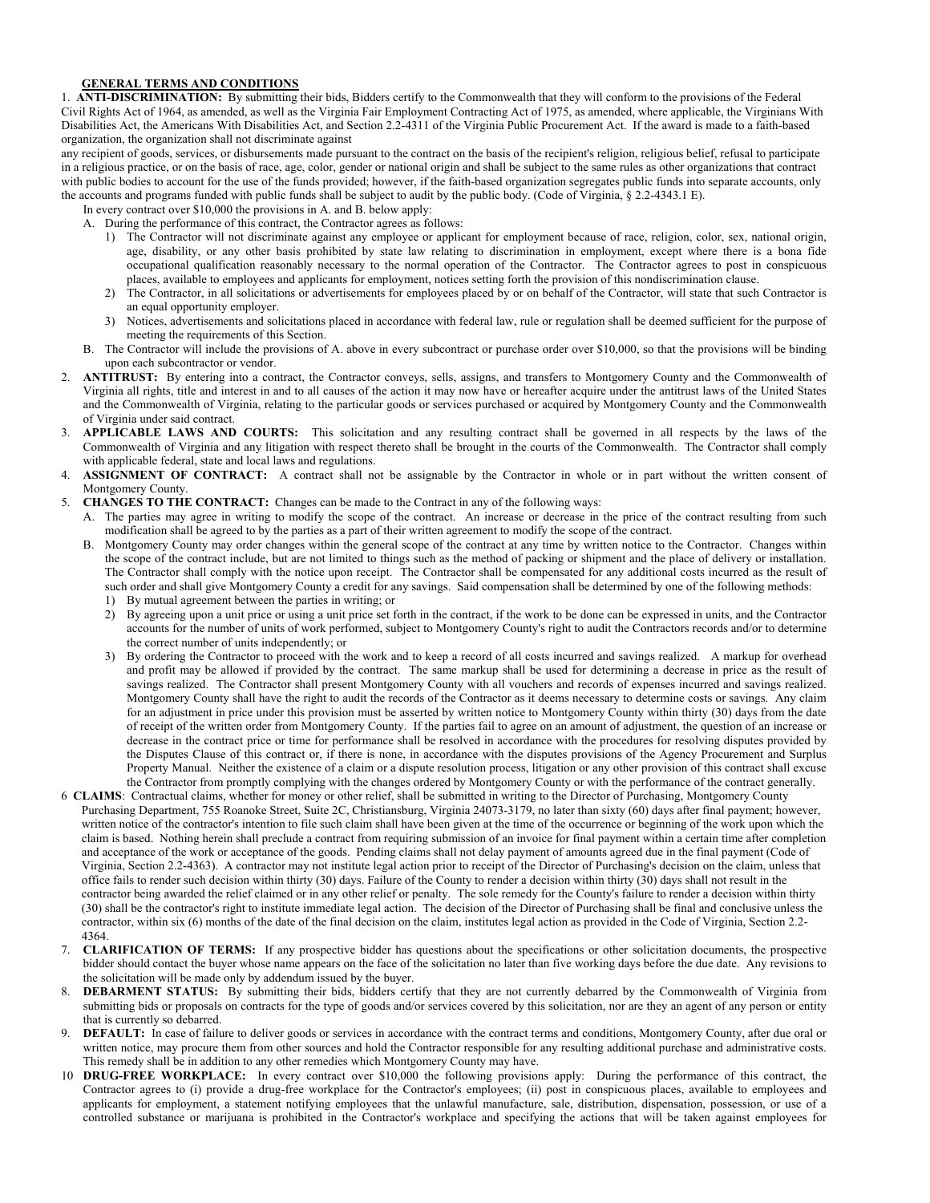**GENERAL TERMS AND CONDITIONS**

1. **ANTI-DISCRIMINATION:** By submitting their bids, Bidders certify to the Commonwealth that they will conform to the provisions of the Federal Civil Rights Act of 1964, as amended, as well as the Virginia Fair Employment Contracting Act of 1975, as amended, where applicable, the Virginians With Disabilities Act, the Americans With Disabilities Act, and Section 2.2-4311 of the Virginia Public Procurement Act. If the award is made to a faith-based organization, the organization shall not discriminate against any recipient of goods, services, or disbursements made pursuant to the contract on the basis of the recipient's religion, religious belief, refusal to participate in a religious practice, or on the basis of race, age, color, gender or national origin and shall be subject to the same rules as other organizations that contract with public bodies to account for the use of the funds provided; however, if the faith-based organization segregates public funds into separate accounts, only the accounts and programs funded with public funds shall be subject to audit by the public body. (Code of Virginia, § 2.2-4343.1 E).

   In every contract over $10,000 the provisions in A. and B. below apply:

   A. During the performance of this contract, the Contractor agrees as follows:
      1) The Contractor will not discriminate against any employee or applicant for employment because of race, religion, color, sex, national origin, age, disability, or any other basis prohibited by state law relating to discrimination in employment, except where there is a bona fide occupational qualification reasonably necessary to the normal operation of the Contractor. The Contractor agrees to post in conspicuous places, available to employees and applicants for employment, notices setting forth the provision of this nondiscrimination clause.
      2) The Contractor, in all solicitations or advertisements for employees placed by or on behalf of the Contractor, will state that such Contractor is an equal opportunity employer.
      3) Notices, advertisements and solicitations placed in accordance with federal law, rule or regulation shall be deemed sufficient for the purpose of meeting the requirements of this Section.

   B. The Contractor will include the provisions of A. above in every subcontract or purchase order over $10,000, so that the provisions will be binding upon each subcontractor or vendor.

2. **ANTITRUST:** By entering into a contract, the Contractor conveys, sells, assigns, and transfers to Montgomery County and the Commonwealth of Virginia all rights, title and interest in and to all causes of the action it may now have or hereafter acquire under the antitrust laws of the United States and the Commonwealth of Virginia, relating to the particular goods or services purchased or acquired by Montgomery County and the Commonwealth of Virginia under said contract.

3. **APPLICABLE LAWS AND COURTS:** This solicitation and any resulting contract shall be governed in all respects by the laws of the Commonwealth of Virginia and any litigation with respect thereto shall be brought in the courts of the Commonwealth. The Contractor shall comply with applicable federal, state and local laws and regulations.

4. **ASSIGNMENT OF CONTRACT:** A contract shall not be assignable by the Contractor in whole or in part without the written consent of Montgomery County.

5. **CHANGES TO THE CONTRACT:** Changes can be made to the Contract in any of the following ways:

   A. The parties may agree in writing to modify the scope of the contract. An increase or decrease in the price of the contract resulting from such modification shall be agreed to by the parties as a part of their written agreement to modify the scope of the contract.

   B. Montgomery County may order changes within the general scope of the contract at any time by written notice to the Contractor. Changes within the scope of the contract include, but are not limited to things such as the method of packing or shipment and the place of delivery or installation. The Contractor shall comply with the notice upon receipt. The Contractor shall be compensated for any additional costs incurred as the result of such order and shall give Montgomery County a credit for any savings. Said compensation shall be determined by one of the following methods:
      1) By mutual agreement between the parties in writing; or
      2) By agreeing upon a unit price or using a unit price set forth in the contract, if the work to be done can be expressed in units, and the Contractor accounts for the number of units of work performed, subject to Montgomery County's right to audit the Contractors records and/or to determine the correct number of units independently; or
      3) By ordering the Contractor to proceed with the work and to keep a record of all costs incurred and savings realized. A markup for overhead and profit may be allowed if provided by the contract. The same markup shall be used for determining a decrease in price as the result of savings realized. The Contractor shall present Montgomery County with all vouchers and records of expenses incurred and savings realized. Montgomery County shall have the right to audit the records of the Contractor as it deems necessary to determine costs or savings. Any claim for an adjustment in price under this provision must be asserted by written notice to Montgomery County within thirty (30) days from the date of receipt of the written order from Montgomery County. If the parties fail to agree on an amount of adjustment, the question of an increase or decrease in the contract price or time for performance shall be resolved in accordance with the procedures for resolving disputes provided by the Disputes Clause of this contract or, if there is none, in accordance with the disputes provisions of the Agency Procurement and Surplus Property Manual. Neither the existence of a claim or a dispute resolution process, litigation or any other provision of this contract shall excuse the Contractor from promptly complying with the changes ordered by Montgomery County or with the performance of the contract generally.

6. **CLAIMS**: Contractual claims, whether for money or other relief, shall be submitted in writing to the Director of Purchasing, Montgomery County Purchasing Department, 755 Roanoke Street, Suite 2C, Christiansburg, Virginia 24073-3179, no later than sixty (60) days after final payment; however, written notice of the contractor's intention to file such claim shall have been given at the time of the occurrence or beginning of the work upon which the claim is based. Nothing herein shall preclude a contract from requiring submission of an invoice for final payment within a certain time after completion and acceptance of the work or acceptance of the goods. Pending claims shall not delay payment of amounts agreed due in the final payment (Code of Virginia, Section 2.2-4363). A contractor may not institute legal action prior to receipt of the Director of Purchasing's decision on the claim, unless that office fails to render such decision within thirty (30) days. Failure of the County to render a decision within thirty (30) days shall not result in the contractor being awarded the relief claimed or in any other relief or penalty. The sole remedy for the County's failure to render a decision within thirty (30) shall be the contractor's right to institute immediate legal action. The decision of the Director of Purchasing shall be final and conclusive unless the contractor, within six (6) months of the date of the final decision on the claim, institutes legal action as provided in the Code of Virginia, Section 2.2-4364.

7. **CLARIFICATION OF TERMS:** If any prospective bidder has questions about the specifications or other solicitation documents, the prospective bidder should contact the buyer whose name appears on the face of the solicitation no later than five working days before the due date. Any revisions to the solicitation will be made only by addendum issued by the buyer.

8. **DEBARMENT STATUS:** By submitting their bids, bidders certify that they are not currently debarred by the Commonwealth of Virginia from submitting bids or proposals on contracts for the type of goods and/or services covered by this solicitation, nor are they an agent of any person or entity that is currently so debarred.

9. **DEFAULT:** In case of failure to deliver goods or services in accordance with the contract terms and conditions, Montgomery County, after due oral or written notice, may procure them from other sources and hold the Contractor responsible for any resulting additional purchase and administrative costs. This remedy shall be in addition to any other remedies which Montgomery County may have.

10. **DRUG-FREE WORKPLACE:** In every contract over $10,000 the following provisions apply: During the performance of this contract, the Contractor agrees to (i) provide a drug-free workplace for the Contractor's employees; (ii) post in conspicuous places, available to employees and applicants for employment, a statement notifying employees that the unlawful manufacture, sale, distribution, dispensation, possession, or use of a controlled substance or marijuana is prohibited in the Contractor's workplace and specifying the actions that will be taken against employees for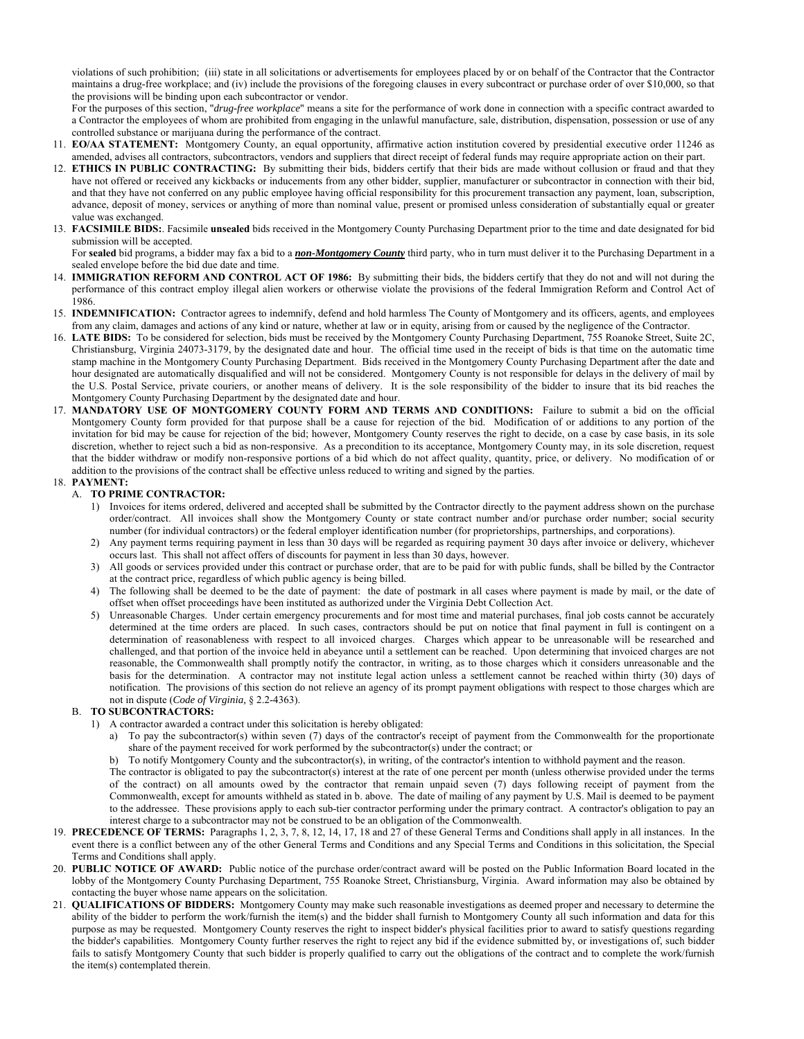violations of such prohibition; (iii) state in all solicitations or advertisements for employees placed by or on behalf of the Contractor that the Contractor maintains a drug-free workplace; and (iv) include the provisions of the foregoing clauses in every subcontract or purchase order of over $10,000, so that the provisions will be binding upon each subcontractor or vendor.

For the purposes of this section, "*drug-free workplace*" means a site for the performance of work done in connection with a specific contract awarded to a Contractor the employees of whom are prohibited from engaging in the unlawful manufacture, sale, distribution, dispensation, possession or use of any controlled substance or marijuana during the performance of the contract.

11. **EO/AA STATEMENT:** Montgomery County, an equal opportunity, affirmative action institution covered by presidential executive order 11246 as amended, advises all contractors, subcontractors, vendors and suppliers that direct receipt of federal funds may require appropriate action on their part.
12. **ETHICS IN PUBLIC CONTRACTING:** By submitting their bids, bidders certify that their bids are made without collusion or fraud and that they have not offered or received any kickbacks or inducements from any other bidder, supplier, manufacturer or subcontractor in connection with their bid, and that they have not conferred on any public employee having official responsibility for this procurement transaction any payment, loan, subscription, advance, deposit of money, services or anything of more than nominal value, present or promised unless consideration of substantially equal or greater value was exchanged.
13. **FACSIMILE BIDS:**. Facsimile **unsealed** bids received in the Montgomery County Purchasing Department prior to the time and date designated for bid submission will be accepted.
    For **sealed** bid programs, a bidder may fax a bid to a ***non-Montgomery County*** third party, who in turn must deliver it to the Purchasing Department in a sealed envelope before the bid due date and time.
14. **IMMIGRATION REFORM AND CONTROL ACT OF 1986:** By submitting their bids, the bidders certify that they do not and will not during the performance of this contract employ illegal alien workers or otherwise violate the provisions of the federal Immigration Reform and Control Act of 1986.
15. **INDEMNIFICATION:** Contractor agrees to indemnify, defend and hold harmless The County of Montgomery and its officers, agents, and employees from any claim, damages and actions of any kind or nature, whether at law or in equity, arising from or caused by the negligence of the Contractor.
16. **LATE BIDS:** To be considered for selection, bids must be received by the Montgomery County Purchasing Department, 755 Roanoke Street, Suite 2C, Christiansburg, Virginia 24073-3179, by the designated date and hour. The official time used in the receipt of bids is that time on the automatic time stamp machine in the Montgomery County Purchasing Department. Bids received in the Montgomery County Purchasing Department after the date and hour designated are automatically disqualified and will not be considered. Montgomery County is not responsible for delays in the delivery of mail by the U.S. Postal Service, private couriers, or another means of delivery. It is the sole responsibility of the bidder to insure that its bid reaches the Montgomery County Purchasing Department by the designated date and hour.
17. **MANDATORY USE OF MONTGOMERY COUNTY FORM AND TERMS AND CONDITIONS:** Failure to submit a bid on the official Montgomery County form provided for that purpose shall be a cause for rejection of the bid. Modification of or additions to any portion of the invitation for bid may be cause for rejection of the bid; however, Montgomery County reserves the right to decide, on a case by case basis, in its sole discretion, whether to reject such a bid as non-responsive. As a precondition to its acceptance, Montgomery County may, in its sole discretion, request that the bidder withdraw or modify non-responsive portions of a bid which do not affect quality, quantity, price, or delivery. No modification of or addition to the provisions of the contract shall be effective unless reduced to writing and signed by the parties.
18. **PAYMENT:**
    A. **TO PRIME CONTRACTOR:**
        1) Invoices for items ordered, delivered and accepted shall be submitted by the Contractor directly to the payment address shown on the purchase order/contract. All invoices shall show the Montgomery County or state contract number and/or purchase order number; social security number (for individual contractors) or the federal employer identification number (for proprietorships, partnerships, and corporations).
        2) Any payment terms requiring payment in less than 30 days will be regarded as requiring payment 30 days after invoice or delivery, whichever occurs last. This shall not affect offers of discounts for payment in less than 30 days, however.
        3) All goods or services provided under this contract or purchase order, that are to be paid for with public funds, shall be billed by the Contractor at the contract price, regardless of which public agency is being billed.
        4) The following shall be deemed to be the date of payment: the date of postmark in all cases where payment is made by mail, or the date of offset when offset proceedings have been instituted as authorized under the Virginia Debt Collection Act.
        5) Unreasonable Charges. Under certain emergency procurements and for most time and material purchases, final job costs cannot be accurately determined at the time orders are placed. In such cases, contractors should be put on notice that final payment in full is contingent on a determination of reasonableness with respect to all invoiced charges. Charges which appear to be unreasonable will be researched and challenged, and that portion of the invoice held in abeyance until a settlement can be reached. Upon determining that invoiced charges are not reasonable, the Commonwealth shall promptly notify the contractor, in writing, as to those charges which it considers unreasonable and the basis for the determination. A contractor may not institute legal action unless a settlement cannot be reached within thirty (30) days of notification. The provisions of this section do not relieve an agency of its prompt payment obligations with respect to those charges which are not in dispute (*Code of Virginia*, § 2.2-4363).

    B. **TO SUBCONTRACTORS:**
        1) A contractor awarded a contract under this solicitation is hereby obligated:
            a) To pay the subcontractor(s) within seven (7) days of the contractor's receipt of payment from the Commonwealth for the proportionate share of the payment received for work performed by the subcontractor(s) under the contract; or
            b) To notify Montgomery County and the subcontractor(s), in writing, of the contractor's intention to withhold payment and the reason.

        The contractor is obligated to pay the subcontractor(s) interest at the rate of one percent per month (unless otherwise provided under the terms of the contract) on all amounts owed by the contractor that remain unpaid seven (7) days following receipt of payment from the Commonwealth, except for amounts withheld as stated in b. above. The date of mailing of any payment by U.S. Mail is deemed to be payment to the addressee. These provisions apply to each sub-tier contractor performing under the primary contract. A contractor's obligation to pay an interest charge to a subcontractor may not be construed to be an obligation of the Commonwealth.
19. **PRECEDENCE OF TERMS:** Paragraphs 1, 2, 3, 7, 8, 12, 14, 17, 18 and 27 of these General Terms and Conditions shall apply in all instances. In the event there is a conflict between any of the other General Terms and Conditions and any Special Terms and Conditions in this solicitation, the Special Terms and Conditions shall apply.
20. **PUBLIC NOTICE OF AWARD:** Public notice of the purchase order/contract award will be posted on the Public Information Board located in the lobby of the Montgomery County Purchasing Department, 755 Roanoke Street, Christiansburg, Virginia. Award information may also be obtained by contacting the buyer whose name appears on the solicitation.
21. **QUALIFICATIONS OF BIDDERS:** Montgomery County may make such reasonable investigations as deemed proper and necessary to determine the ability of the bidder to perform the work/furnish the item(s) and the bidder shall furnish to Montgomery County all such information and data for this purpose as may be requested. Montgomery County reserves the right to inspect bidder's physical facilities prior to award to satisfy questions regarding the bidder's capabilities. Montgomery County further reserves the right to reject any bid if the evidence submitted by, or investigations of, such bidder fails to satisfy Montgomery County that such bidder is properly qualified to carry out the obligations of the contract and to complete the work/furnish the item(s) contemplated therein.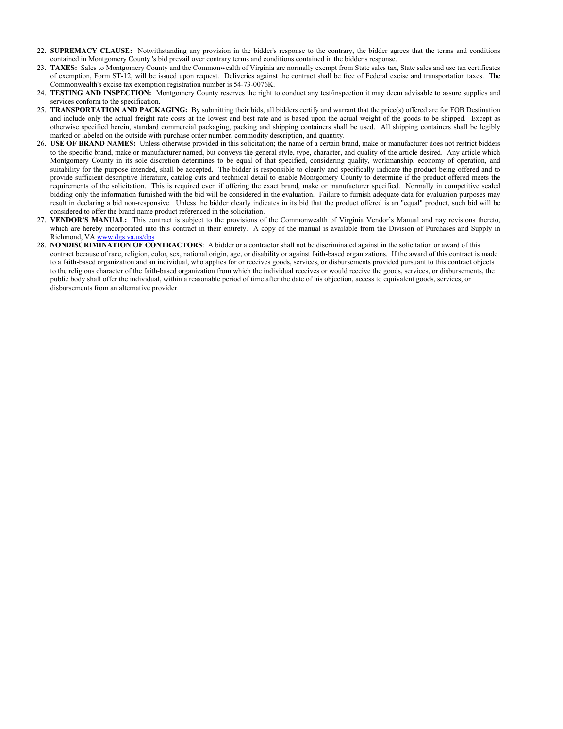22. **SUPREMACY CLAUSE:** Notwithstanding any provision in the bidder's response to the contrary, the bidder agrees that the terms and conditions contained in Montgomery County 's bid prevail over contrary terms and conditions contained in the bidder's response.
23. **TAXES:** Sales to Montgomery County and the Commonwealth of Virginia are normally exempt from State sales tax, State sales and use tax certificates of exemption, Form ST-12, will be issued upon request. Deliveries against the contract shall be free of Federal excise and transportation taxes. The Commonwealth's excise tax exemption registration number is 54-73-0076K.
24. **TESTING AND INSPECTION:** Montgomery County reserves the right to conduct any test/inspection it may deem advisable to assure supplies and services conform to the specification.
25. **TRANSPORTATION AND PACKAGING:** By submitting their bids, all bidders certify and warrant that the price(s) offered are for FOB Destination and include only the actual freight rate costs at the lowest and best rate and is based upon the actual weight of the goods to be shipped. Except as otherwise specified herein, standard commercial packaging, packing and shipping containers shall be used. All shipping containers shall be legibly marked or labeled on the outside with purchase order number, commodity description, and quantity.
26. **USE OF BRAND NAMES:** Unless otherwise provided in this solicitation; the name of a certain brand, make or manufacturer does not restrict bidders to the specific brand, make or manufacturer named, but conveys the general style, type, character, and quality of the article desired. Any article which Montgomery County in its sole discretion determines to be equal of that specified, considering quality, workmanship, economy of operation, and suitability for the purpose intended, shall be accepted. The bidder is responsible to clearly and specifically indicate the product being offered and to provide sufficient descriptive literature, catalog cuts and technical detail to enable Montgomery County to determine if the product offered meets the requirements of the solicitation. This is required even if offering the exact brand, make or manufacturer specified. Normally in competitive sealed bidding only the information furnished with the bid will be considered in the evaluation. Failure to furnish adequate data for evaluation purposes may result in declaring a bid non-responsive. Unless the bidder clearly indicates in its bid that the product offered is an "equal" product, such bid will be considered to offer the brand name product referenced in the solicitation.
27. **VENDOR'S MANUAL:** This contract is subject to the provisions of the Commonwealth of Virginia Vendor's Manual and nay revisions thereto, which are hereby incorporated into this contract in their entirety. A copy of the manual is available from the Division of Purchases and Supply in Richmond, VA www.dgs.va.us/dps
28. **NONDISCRIMINATION OF CONTRACTORS**: A bidder or a contractor shall not be discriminated against in the solicitation or award of this contract because of race, religion, color, sex, national origin, age, or disability or against faith-based organizations. If the award of this contract is made to a faith-based organization and an individual, who applies for or receives goods, services, or disbursements provided pursuant to this contract objects to the religious character of the faith-based organization from which the individual receives or would receive the goods, services, or disbursements, the public body shall offer the individual, within a reasonable period of time after the date of his objection, access to equivalent goods, services, or disbursements from an alternative provider.